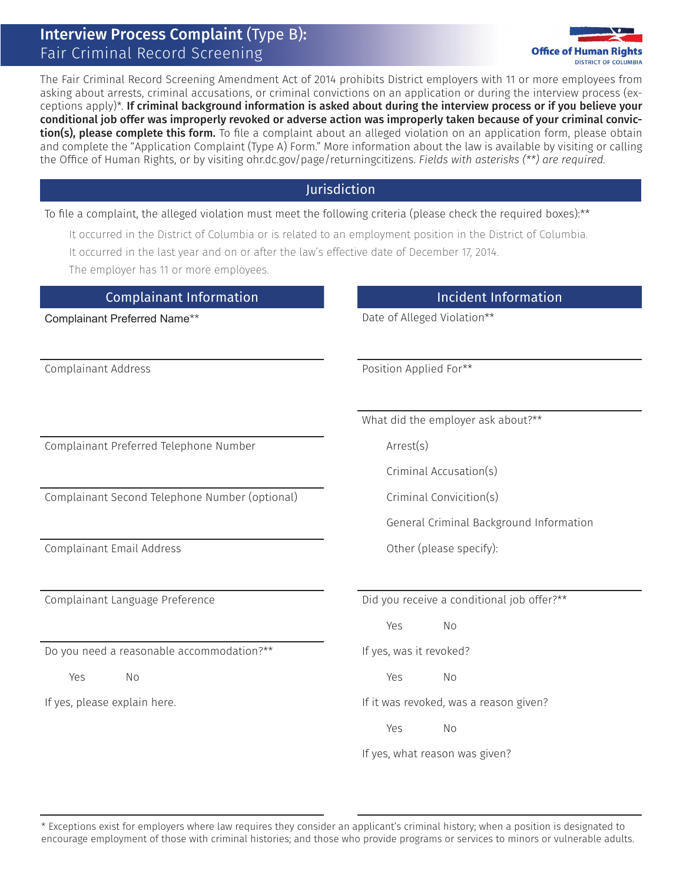# Interview Process Complaint (Type B): Fair Criminal Record Screening

Office of Human Rights
DISTRICT OF COLUMBIA

The Fair Criminal Record Screening Amendment Act of 2014 prohibits District employers with 11 or more employees from asking about arrests, criminal accusations, or criminal convictions on an application or during the interview process (exceptions apply)*. **If criminal background information is asked about during the interview process or if you believe your conditional job offer was improperly revoked or adverse action was improperly taken because of your criminal conviction(s), please complete this form.** To file a complaint about an alleged violation on an application form, please obtain and complete the "Application Complaint (Type A) Form." More information about the law is available by visiting or calling the Office of Human Rights, or by visiting ohr.dc.gov/page/returningcitizens. *Fields with asterisks (**) are required.*

## Jurisdiction

To file a complaint, the alleged violation must meet the following criteria (please check the required boxes):**

- It occurred in the District of Columbia or is related to an employment position in the District of Columbia.
- It occurred in the last year and on or after the law's effective date of December 17, 2014.
- The employer has 11 or more employees.

## Complainant Information

Complainant Preferred Name**

Complainant Address

Complainant Preferred Telephone Number

Complainant Second Telephone Number (optional)

Complainant Email Address

Complainant Language Preference

Do you need a reasonable accommodation?**

Yes No

If yes, please explain here.

## Incident Information

Date of Alleged Violation**

Position Applied For**

What did the employer ask about?**

- Arrest(s)
- Criminal Accusation(s)
- Criminal Convicition(s)
- General Criminal Background Information
- Other (please specify):

Did you receive a conditional job offer?**

Yes No

If yes, was it revoked?

Yes No

If it was revoked, was a reason given?

Yes No

If yes, what reason was given?

* Exceptions exist for employers where law requires they consider an applicant's criminal history; when a position is designated to encourage employment of those with criminal histories; and those who provide programs or services to minors or vulnerable adults.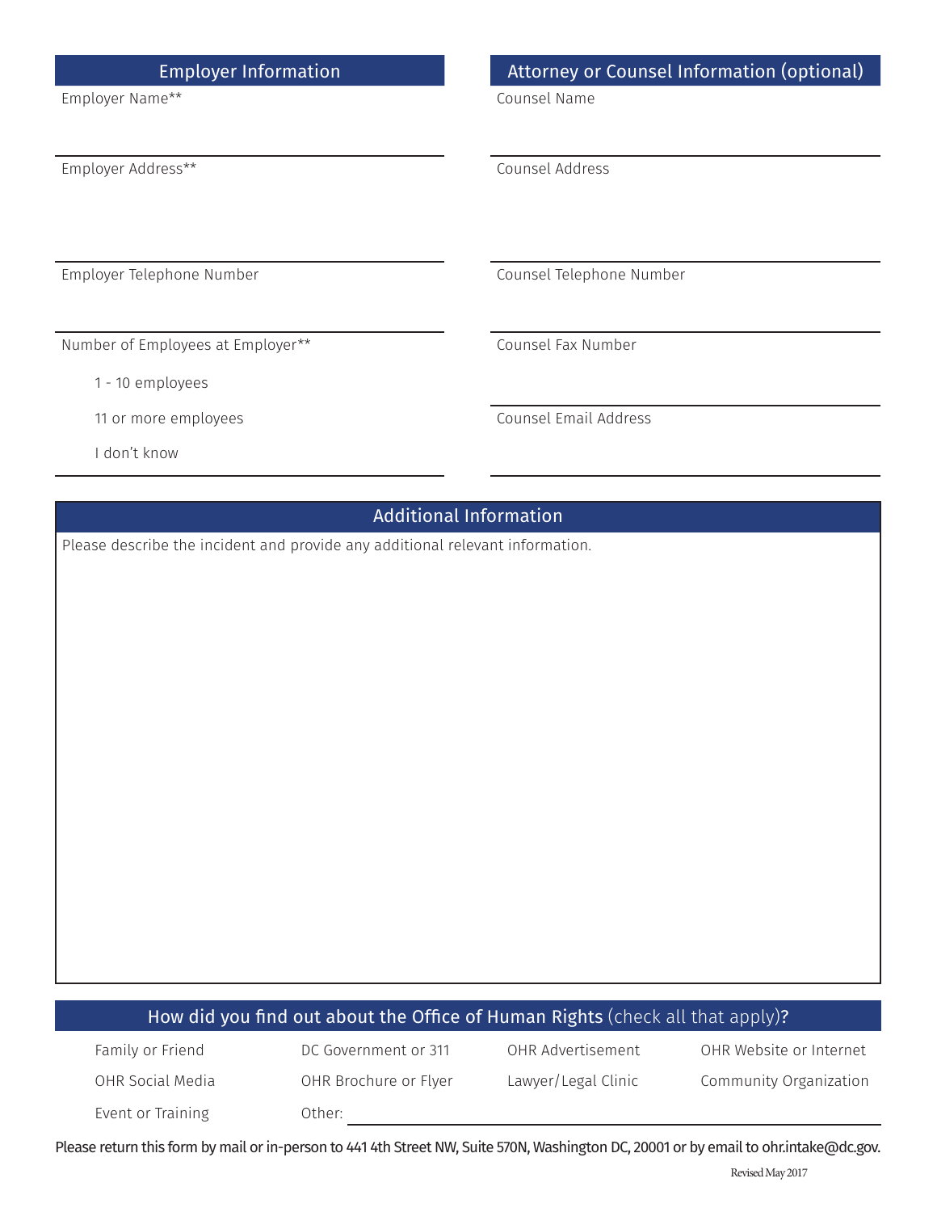## Employer Information

Employer Name**

Employer Address**

Employer Telephone Number

Number of Employees at Employer**

- 1 - 10 employees
- 11 or more employees
- I don't know

## Attorney or Counsel Information (optional)

Counsel Name

Counsel Address

Counsel Telephone Number

Counsel Fax Number

Counsel Email Address

## Additional Information

Please describe the incident and provide any additional relevant information.

## How did you find out about the Office of Human Rights (check all that apply)?

| | | | |
|---|---|---|---|
| Family or Friend | DC Government or 311 | OHR Advertisement | OHR Website or Internet |
| OHR Social Media | OHR Brochure or Flyer | Lawyer/Legal Clinic | Community Organization |
| Event or Training | Other: | | |

Please return this form by mail or in-person to 441 4th Street NW, Suite 570N, Washington DC, 20001 or by email to ohr.intake@dc.gov.

Revised May 2017